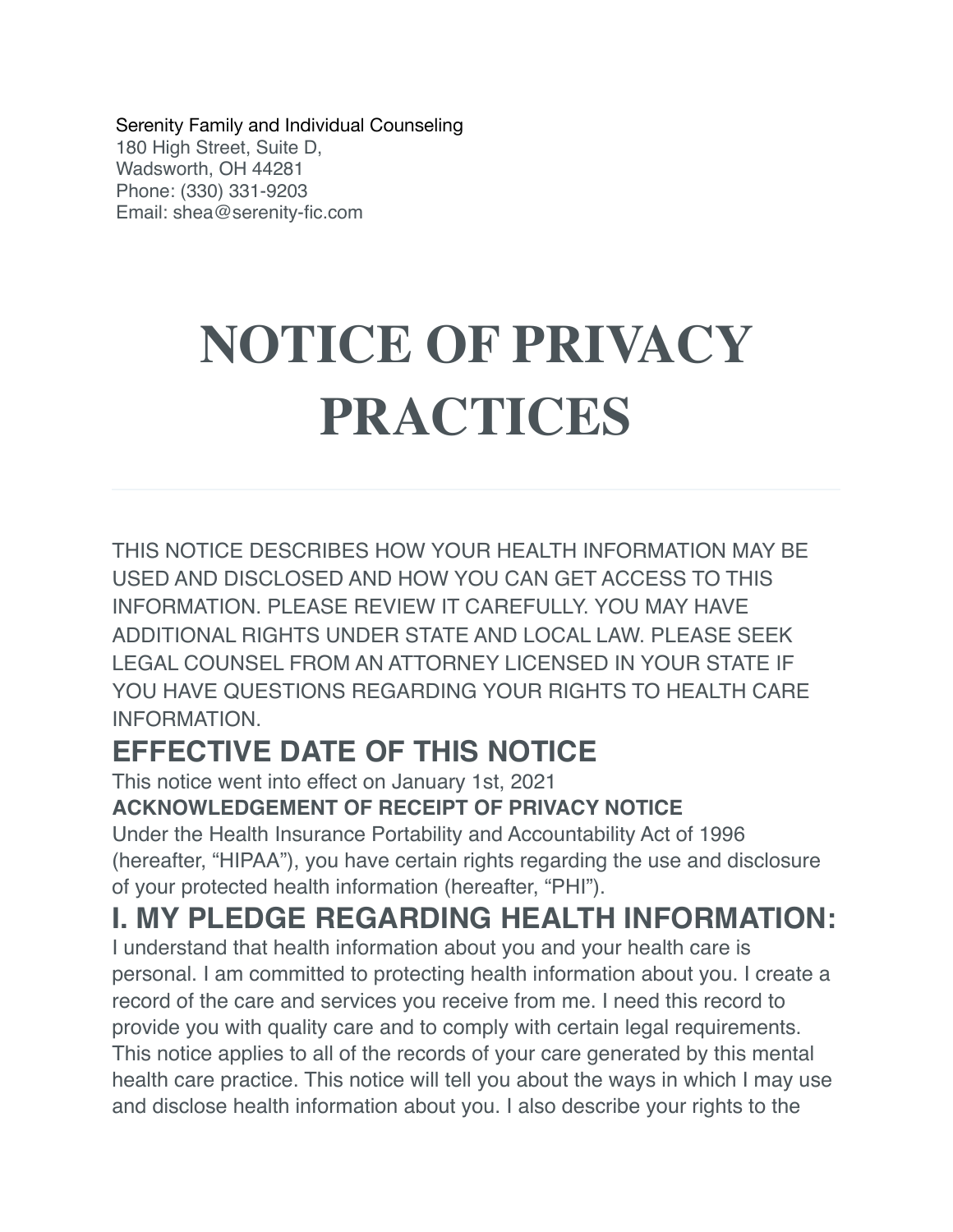Serenity Family and Individual Counseling
180 High Street, Suite D,
Wadsworth, OH 44281
Phone: (330) 331-9203
Email: shea@serenity-fic.com

# NOTICE OF PRIVACY PRACTICES

---

THIS NOTICE DESCRIBES HOW YOUR HEALTH INFORMATION MAY BE USED AND DISCLOSED AND HOW YOU CAN GET ACCESS TO THIS INFORMATION. PLEASE REVIEW IT CAREFULLY. YOU MAY HAVE ADDITIONAL RIGHTS UNDER STATE AND LOCAL LAW. PLEASE SEEK LEGAL COUNSEL FROM AN ATTORNEY LICENSED IN YOUR STATE IF YOU HAVE QUESTIONS REGARDING YOUR RIGHTS TO HEALTH CARE INFORMATION.

## EFFECTIVE DATE OF THIS NOTICE

This notice went into effect on January 1st, 2021

**ACKNOWLEDGEMENT OF RECEIPT OF PRIVACY NOTICE**

Under the Health Insurance Portability and Accountability Act of 1996 (hereafter, "HIPAA"), you have certain rights regarding the use and disclosure of your protected health information (hereafter, "PHI").

## I. MY PLEDGE REGARDING HEALTH INFORMATION:

I understand that health information about you and your health care is personal. I am committed to protecting health information about you. I create a record of the care and services you receive from me. I need this record to provide you with quality care and to comply with certain legal requirements. This notice applies to all of the records of your care generated by this mental health care practice. This notice will tell you about the ways in which I may use and disclose health information about you. I also describe your rights to the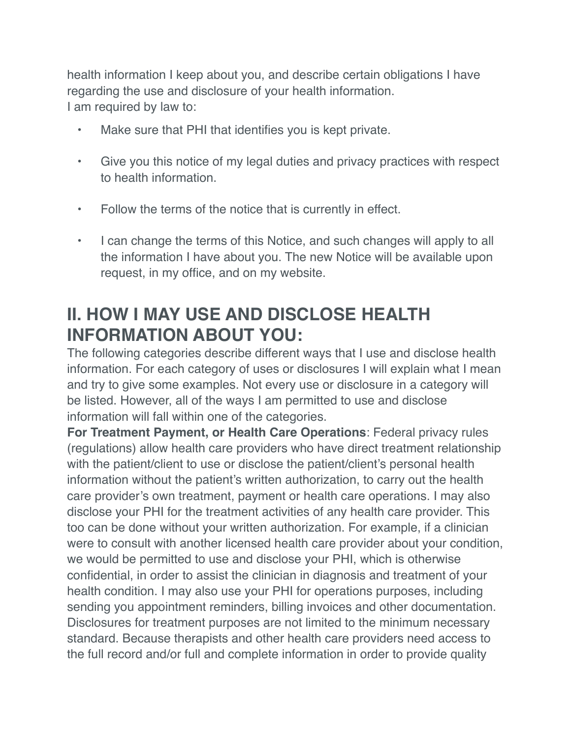health information I keep about you, and describe certain obligations I have regarding the use and disclosure of your health information.
I am required by law to:

- Make sure that PHI that identifies you is kept private.
- Give you this notice of my legal duties and privacy practices with respect to health information.
- Follow the terms of the notice that is currently in effect.
- I can change the terms of this Notice, and such changes will apply to all the information I have about you. The new Notice will be available upon request, in my office, and on my website.

## II. HOW I MAY USE AND DISCLOSE HEALTH INFORMATION ABOUT YOU:

The following categories describe different ways that I use and disclose health information. For each category of uses or disclosures I will explain what I mean and try to give some examples. Not every use or disclosure in a category will be listed. However, all of the ways I am permitted to use and disclose information will fall within one of the categories.

**For Treatment Payment, or Health Care Operations**: Federal privacy rules (regulations) allow health care providers who have direct treatment relationship with the patient/client to use or disclose the patient/client's personal health information without the patient's written authorization, to carry out the health care provider's own treatment, payment or health care operations. I may also disclose your PHI for the treatment activities of any health care provider. This too can be done without your written authorization. For example, if a clinician were to consult with another licensed health care provider about your condition, we would be permitted to use and disclose your PHI, which is otherwise confidential, in order to assist the clinician in diagnosis and treatment of your health condition. I may also use your PHI for operations purposes, including sending you appointment reminders, billing invoices and other documentation. Disclosures for treatment purposes are not limited to the minimum necessary standard. Because therapists and other health care providers need access to the full record and/or full and complete information in order to provide quality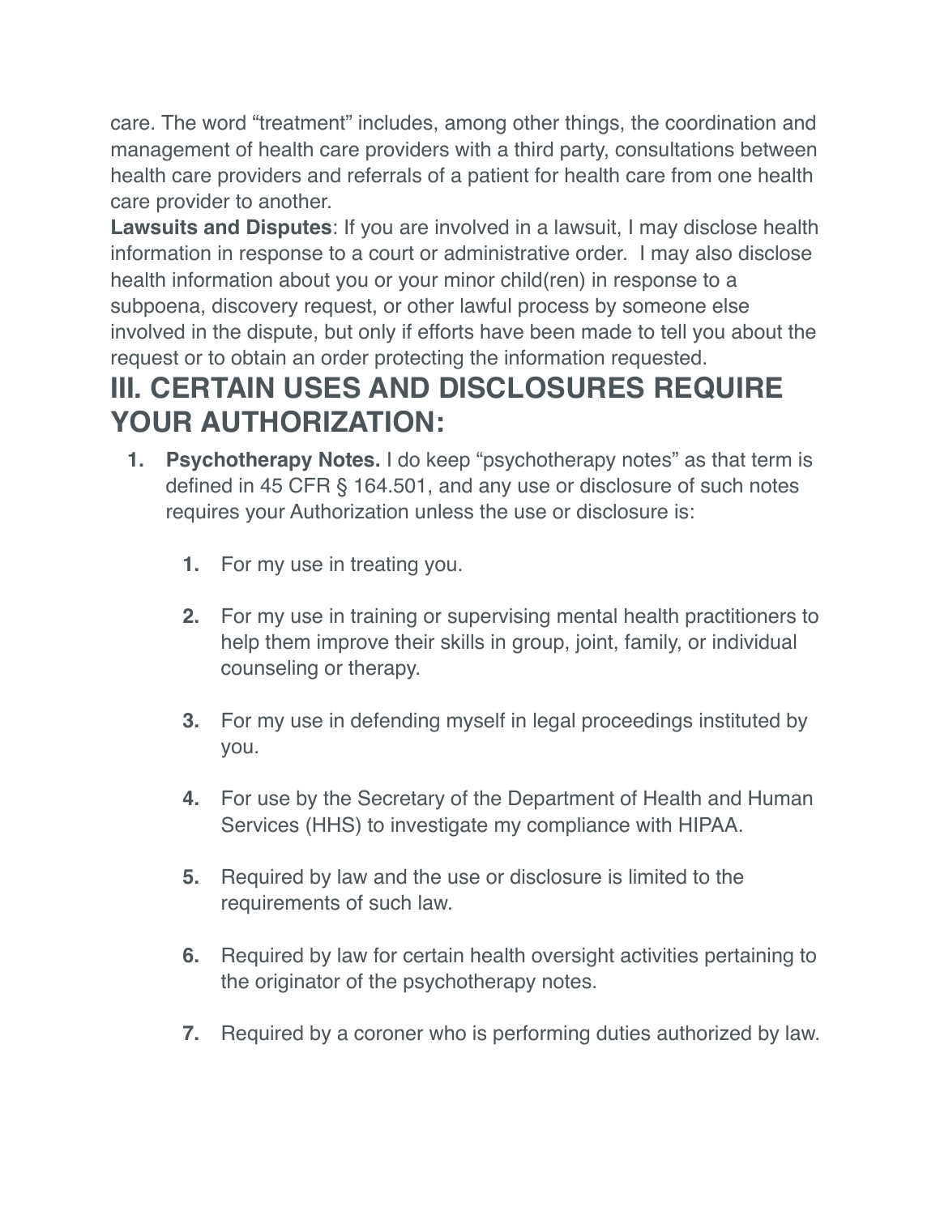care. The word “treatment” includes, among other things, the coordination and management of health care providers with a third party, consultations between health care providers and referrals of a patient for health care from one health care provider to another.

**Lawsuits and Disputes**: If you are involved in a lawsuit, I may disclose health information in response to a court or administrative order. I may also disclose health information about you or your minor child(ren) in response to a subpoena, discovery request, or other lawful process by someone else involved in the dispute, but only if efforts have been made to tell you about the request or to obtain an order protecting the information requested.

# III. CERTAIN USES AND DISCLOSURES REQUIRE YOUR AUTHORIZATION:

1. **Psychotherapy Notes.** I do keep “psychotherapy notes” as that term is defined in 45 CFR § 164.501, and any use or disclosure of such notes requires your Authorization unless the use or disclosure is:

    1. For my use in treating you.

    2. For my use in training or supervising mental health practitioners to help them improve their skills in group, joint, family, or individual counseling or therapy.

    3. For my use in defending myself in legal proceedings instituted by you.

    4. For use by the Secretary of the Department of Health and Human Services (HHS) to investigate my compliance with HIPAA.

    5. Required by law and the use or disclosure is limited to the requirements of such law.

    6. Required by law for certain health oversight activities pertaining to the originator of the psychotherapy notes.

    7. Required by a coroner who is performing duties authorized by law.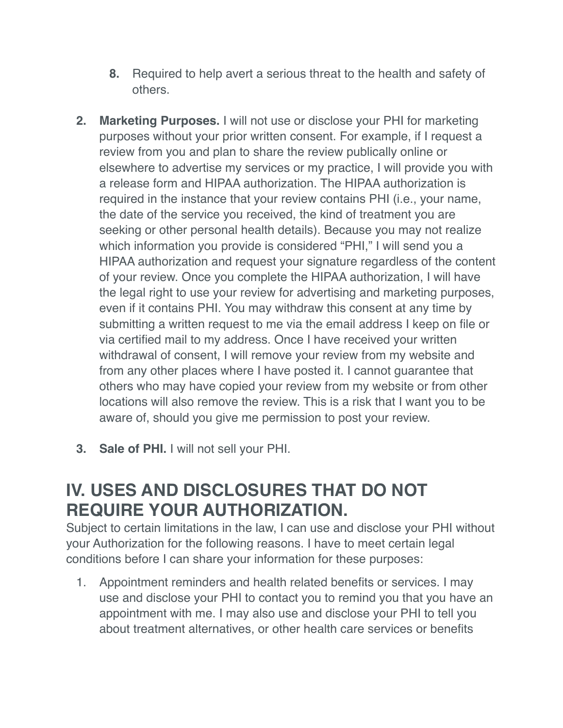8. Required to help avert a serious threat to the health and safety of others.

2. **Marketing Purposes.** I will not use or disclose your PHI for marketing purposes without your prior written consent. For example, if I request a review from you and plan to share the review publically online or elsewhere to advertise my services or my practice, I will provide you with a release form and HIPAA authorization. The HIPAA authorization is required in the instance that your review contains PHI (i.e., your name, the date of the service you received, the kind of treatment you are seeking or other personal health details). Because you may not realize which information you provide is considered "PHI," I will send you a HIPAA authorization and request your signature regardless of the content of your review. Once you complete the HIPAA authorization, I will have the legal right to use your review for advertising and marketing purposes, even if it contains PHI. You may withdraw this consent at any time by submitting a written request to me via the email address I keep on file or via certified mail to my address. Once I have received your written withdrawal of consent, I will remove your review from my website and from any other places where I have posted it. I cannot guarantee that others who may have copied your review from my website or from other locations will also remove the review. This is a risk that I want you to be aware of, should you give me permission to post your review.

3. **Sale of PHI.** I will not sell your PHI.

## IV. USES AND DISCLOSURES THAT DO NOT REQUIRE YOUR AUTHORIZATION.

Subject to certain limitations in the law, I can use and disclose your PHI without your Authorization for the following reasons. I have to meet certain legal conditions before I can share your information for these purposes:

1. Appointment reminders and health related benefits or services. I may use and disclose your PHI to contact you to remind you that you have an appointment with me. I may also use and disclose your PHI to tell you about treatment alternatives, or other health care services or benefits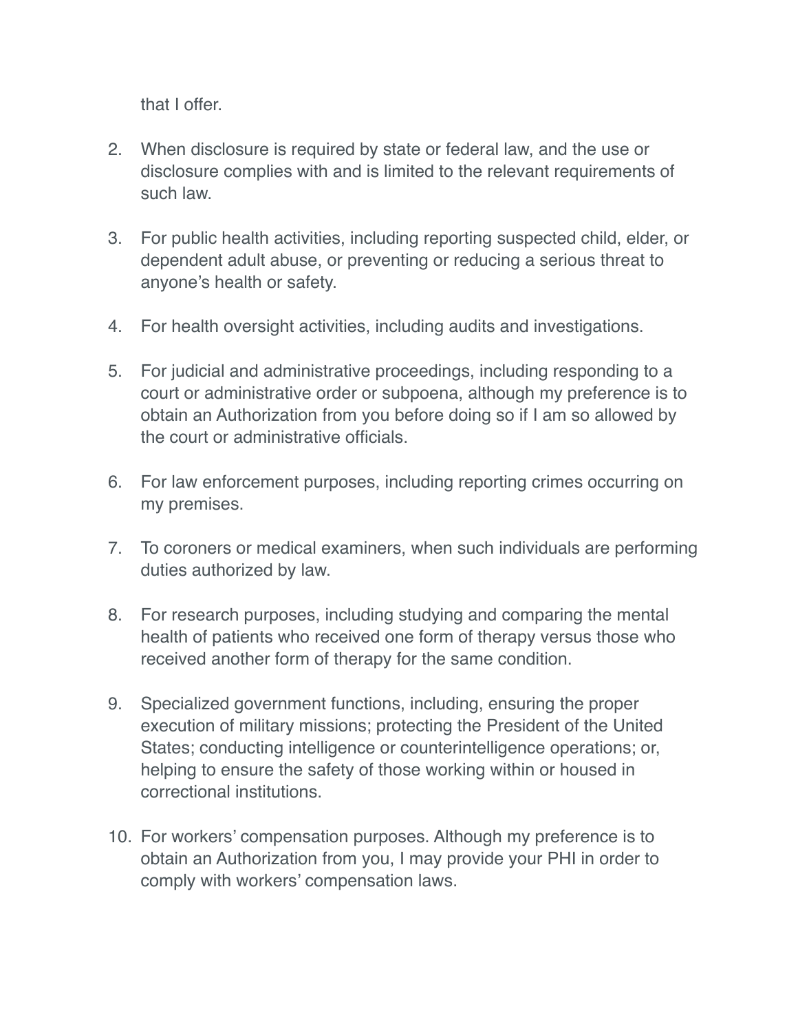that I offer.

2. When disclosure is required by state or federal law, and the use or disclosure complies with and is limited to the relevant requirements of such law.

3. For public health activities, including reporting suspected child, elder, or dependent adult abuse, or preventing or reducing a serious threat to anyone's health or safety.

4. For health oversight activities, including audits and investigations.

5. For judicial and administrative proceedings, including responding to a court or administrative order or subpoena, although my preference is to obtain an Authorization from you before doing so if I am so allowed by the court or administrative officials.

6. For law enforcement purposes, including reporting crimes occurring on my premises.

7. To coroners or medical examiners, when such individuals are performing duties authorized by law.

8. For research purposes, including studying and comparing the mental health of patients who received one form of therapy versus those who received another form of therapy for the same condition.

9. Specialized government functions, including, ensuring the proper execution of military missions; protecting the President of the United States; conducting intelligence or counterintelligence operations; or, helping to ensure the safety of those working within or housed in correctional institutions.

10. For workers' compensation purposes. Although my preference is to obtain an Authorization from you, I may provide your PHI in order to comply with workers' compensation laws.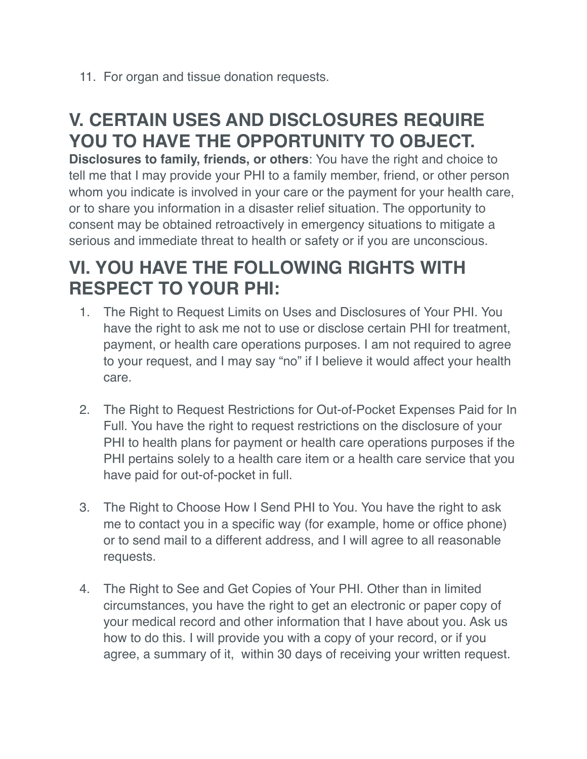11. For organ and tissue donation requests.

## V. CERTAIN USES AND DISCLOSURES REQUIRE YOU TO HAVE THE OPPORTUNITY TO OBJECT.

**Disclosures to family, friends, or others**: You have the right and choice to tell me that I may provide your PHI to a family member, friend, or other person whom you indicate is involved in your care or the payment for your health care, or to share you information in a disaster relief situation. The opportunity to consent may be obtained retroactively in emergency situations to mitigate a serious and immediate threat to health or safety or if you are unconscious.

## VI. YOU HAVE THE FOLLOWING RIGHTS WITH RESPECT TO YOUR PHI:

1. The Right to Request Limits on Uses and Disclosures of Your PHI. You have the right to ask me not to use or disclose certain PHI for treatment, payment, or health care operations purposes. I am not required to agree to your request, and I may say "no" if I believe it would affect your health care.

2. The Right to Request Restrictions for Out-of-Pocket Expenses Paid for In Full. You have the right to request restrictions on the disclosure of your PHI to health plans for payment or health care operations purposes if the PHI pertains solely to a health care item or a health care service that you have paid for out-of-pocket in full.

3. The Right to Choose How I Send PHI to You. You have the right to ask me to contact you in a specific way (for example, home or office phone) or to send mail to a different address, and I will agree to all reasonable requests.

4. The Right to See and Get Copies of Your PHI. Other than in limited circumstances, you have the right to get an electronic or paper copy of your medical record and other information that I have about you. Ask us how to do this. I will provide you with a copy of your record, or if you agree, a summary of it, within 30 days of receiving your written request.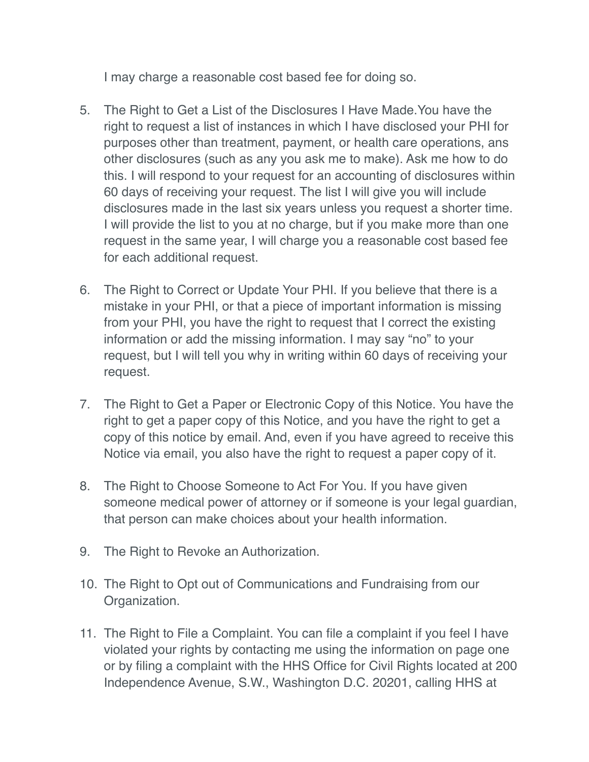I may charge a reasonable cost based fee for doing so.

5. The Right to Get a List of the Disclosures I Have Made.You have the right to request a list of instances in which I have disclosed your PHI for purposes other than treatment, payment, or health care operations, ans other disclosures (such as any you ask me to make). Ask me how to do this. I will respond to your request for an accounting of disclosures within 60 days of receiving your request. The list I will give you will include disclosures made in the last six years unless you request a shorter time. I will provide the list to you at no charge, but if you make more than one request in the same year, I will charge you a reasonable cost based fee for each additional request.

6. The Right to Correct or Update Your PHI. If you believe that there is a mistake in your PHI, or that a piece of important information is missing from your PHI, you have the right to request that I correct the existing information or add the missing information. I may say "no" to your request, but I will tell you why in writing within 60 days of receiving your request.

7. The Right to Get a Paper or Electronic Copy of this Notice. You have the right to get a paper copy of this Notice, and you have the right to get a copy of this notice by email. And, even if you have agreed to receive this Notice via email, you also have the right to request a paper copy of it.

8. The Right to Choose Someone to Act For You. If you have given someone medical power of attorney or if someone is your legal guardian, that person can make choices about your health information.

9. The Right to Revoke an Authorization.

10. The Right to Opt out of Communications and Fundraising from our Organization.

11. The Right to File a Complaint. You can file a complaint if you feel I have violated your rights by contacting me using the information on page one or by filing a complaint with the HHS Office for Civil Rights located at 200 Independence Avenue, S.W., Washington D.C. 20201, calling HHS at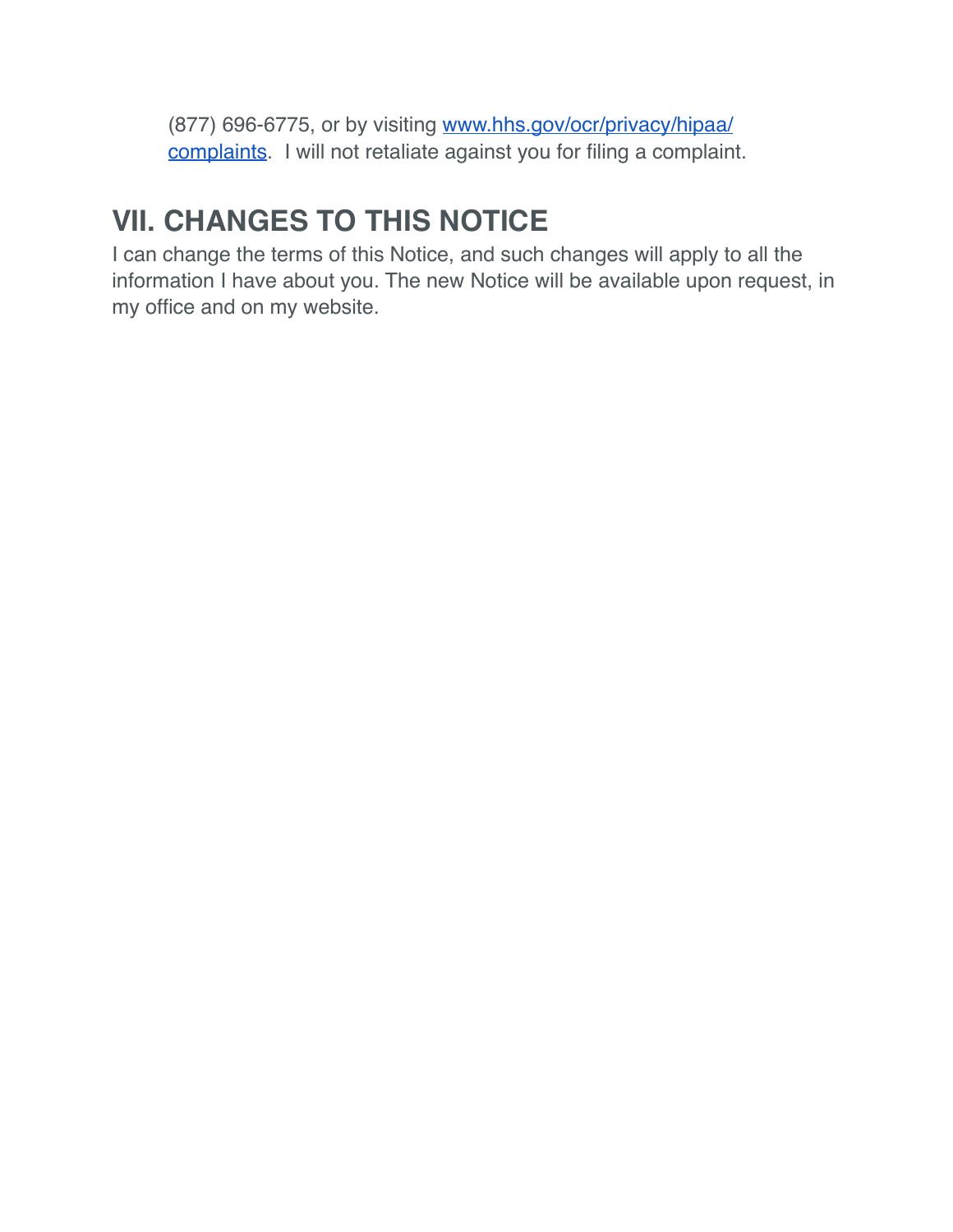(877) 696-6775, or by visiting [www.hhs.gov/ocr/privacy/hipaa/complaints](http://www.hhs.gov/ocr/privacy/hipaa/complaints). I will not retaliate against you for filing a complaint.

## VII. CHANGES TO THIS NOTICE

I can change the terms of this Notice, and such changes will apply to all the information I have about you. The new Notice will be available upon request, in my office and on my website.